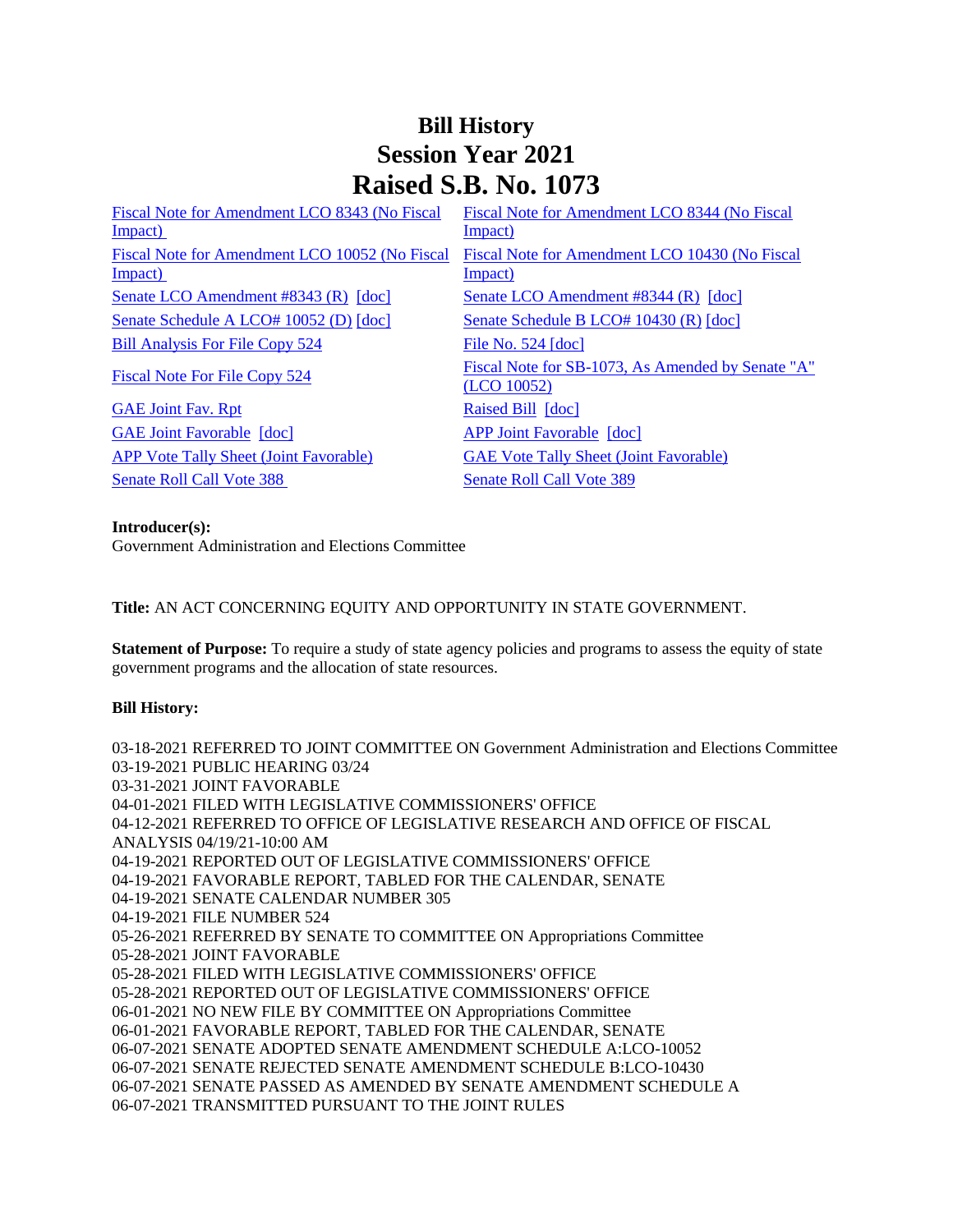# Bill History
# Session Year 2021
# Raised S.B. No. 1073

| | |
|---|---|
| Fiscal Note for Amendment LCO 8343 (No Fiscal Impact) | Fiscal Note for Amendment LCO 8344 (No Fiscal Impact) |
| Fiscal Note for Amendment LCO 10052 (No Fiscal Impact) | Fiscal Note for Amendment LCO 10430 (No Fiscal Impact) |
| Senate LCO Amendment #8343 (R) [doc] | Senate LCO Amendment #8344 (R) [doc] |
| Senate Schedule A LCO# 10052 (D) [doc] | Senate Schedule B LCO# 10430 (R) [doc] |
| Bill Analysis For File Copy 524 | File No. 524 [doc] |
| Fiscal Note For File Copy 524 | Fiscal Note for SB-1073, As Amended by Senate "A" (LCO 10052) |
| GAE Joint Fav. Rpt | Raised Bill [doc] |
| GAE Joint Favorable [doc] | APP Joint Favorable [doc] |
| APP Vote Tally Sheet (Joint Favorable) | GAE Vote Tally Sheet (Joint Favorable) |
| Senate Roll Call Vote 388 | Senate Roll Call Vote 389 |

**Introducer(s):**
Government Administration and Elections Committee

**Title:** AN ACT CONCERNING EQUITY AND OPPORTUNITY IN STATE GOVERNMENT.

**Statement of Purpose:** To require a study of state agency policies and programs to assess the equity of state government programs and the allocation of state resources.

**Bill History:**

03-18-2021 REFERRED TO JOINT COMMITTEE ON Government Administration and Elections Committee
03-19-2021 PUBLIC HEARING 03/24
03-31-2021 JOINT FAVORABLE
04-01-2021 FILED WITH LEGISLATIVE COMMISSIONERS' OFFICE
04-12-2021 REFERRED TO OFFICE OF LEGISLATIVE RESEARCH AND OFFICE OF FISCAL ANALYSIS 04/19/21-10:00 AM
04-19-2021 REPORTED OUT OF LEGISLATIVE COMMISSIONERS' OFFICE
04-19-2021 FAVORABLE REPORT, TABLED FOR THE CALENDAR, SENATE
04-19-2021 SENATE CALENDAR NUMBER 305
04-19-2021 FILE NUMBER 524
05-26-2021 REFERRED BY SENATE TO COMMITTEE ON Appropriations Committee
05-28-2021 JOINT FAVORABLE
05-28-2021 FILED WITH LEGISLATIVE COMMISSIONERS' OFFICE
05-28-2021 REPORTED OUT OF LEGISLATIVE COMMISSIONERS' OFFICE
06-01-2021 NO NEW FILE BY COMMITTEE ON Appropriations Committee
06-01-2021 FAVORABLE REPORT, TABLED FOR THE CALENDAR, SENATE
06-07-2021 SENATE ADOPTED SENATE AMENDMENT SCHEDULE A:LCO-10052
06-07-2021 SENATE REJECTED SENATE AMENDMENT SCHEDULE B:LCO-10430
06-07-2021 SENATE PASSED AS AMENDED BY SENATE AMENDMENT SCHEDULE A
06-07-2021 TRANSMITTED PURSUANT TO THE JOINT RULES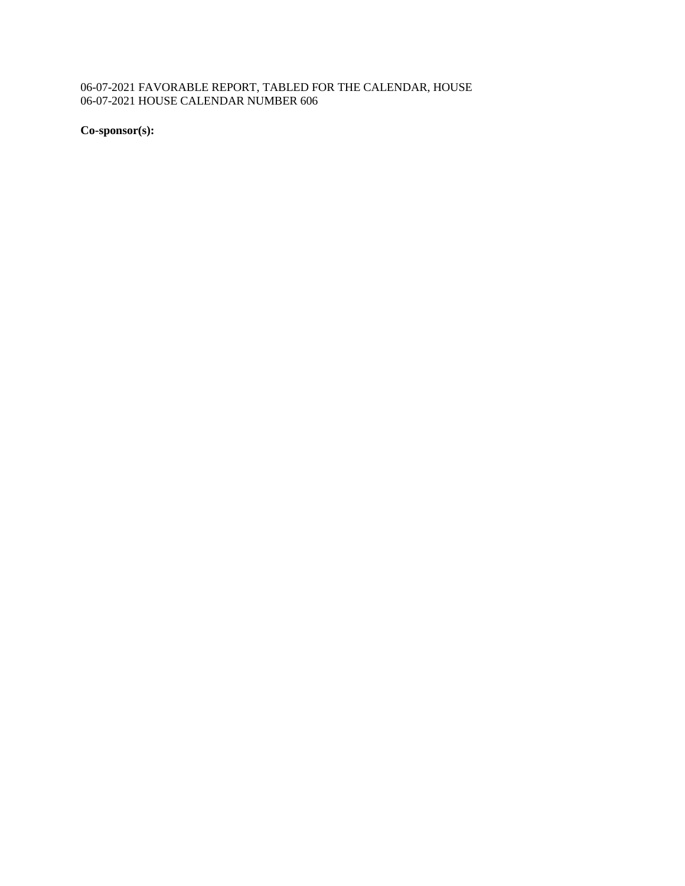06-07-2021 FAVORABLE REPORT, TABLED FOR THE CALENDAR, HOUSE
06-07-2021 HOUSE CALENDAR NUMBER 606

**Co-sponsor(s):**